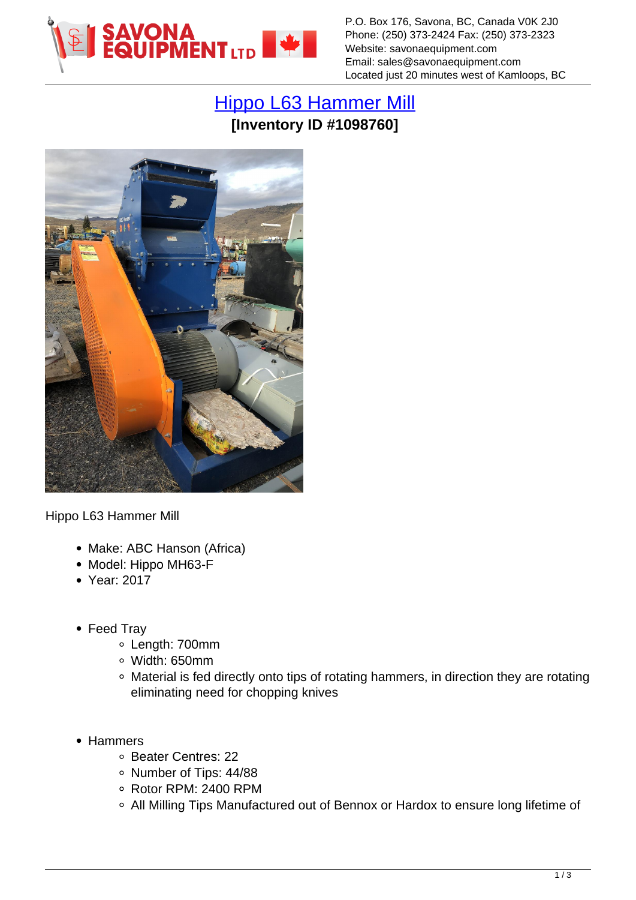P.O. Box 176, Savona, BC, Canada V0K 2J0
Phone: (250) 373-2424 Fax: (250) 373-2323
Website: savonaequipment.com
Email: sales@savonaequipment.com
Located just 20 minutes west of Kamloops, BC

# Hippo L63 Hammer Mill

**[Inventory ID #1098760]**

Hippo L63 Hammer Mill

- Make: ABC Hanson (Africa)
- Model: Hippo MH63-F
- Year: 2017

- Feed Tray
  - Length: 700mm
  - Width: 650mm
  - Material is fed directly onto tips of rotating hammers, in direction they are rotating eliminating need for chopping knives

- Hammers
  - Beater Centres: 22
  - Number of Tips: 44/88
  - Rotor RPM: 2400 RPM
  - All Milling Tips Manufactured out of Bennox or Hardox to ensure long lifetime of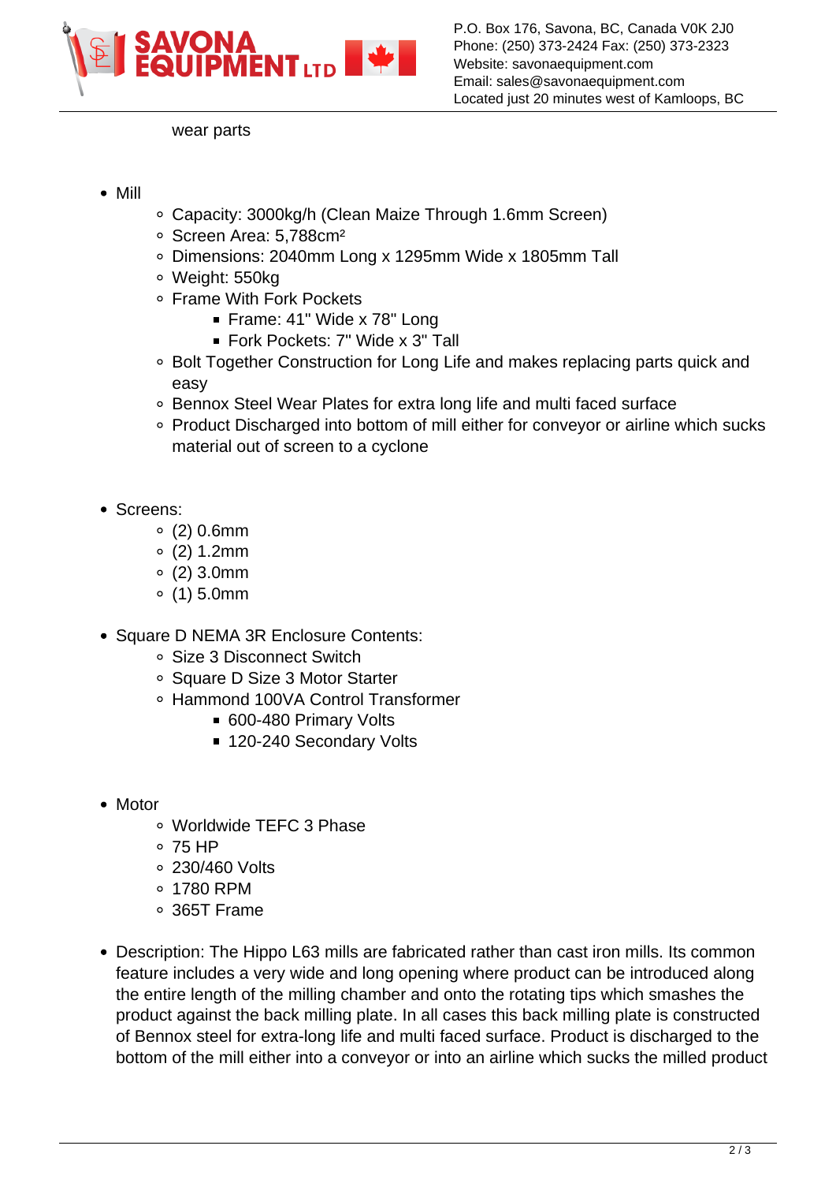wear parts

- Mill
    - Capacity: 3000kg/h (Clean Maize Through 1.6mm Screen)
    - Screen Area: 5,788cm²
    - Dimensions: 2040mm Long x 1295mm Wide x 1805mm Tall
    - Weight: 550kg
    - Frame With Fork Pockets
        - Frame: 41" Wide x 78" Long
        - Fork Pockets: 7" Wide x 3" Tall
    - Bolt Together Construction for Long Life and makes replacing parts quick and easy
    - Bennox Steel Wear Plates for extra long life and multi faced surface
    - Product Discharged into bottom of mill either for conveyor or airline which sucks material out of screen to a cyclone

- Screens:
    - (2) 0.6mm
    - (2) 1.2mm
    - (2) 3.0mm
    - (1) 5.0mm

- Square D NEMA 3R Enclosure Contents:
    - Size 3 Disconnect Switch
    - Square D Size 3 Motor Starter
    - Hammond 100VA Control Transformer
        - 600-480 Primary Volts
        - 120-240 Secondary Volts

- Motor
    - Worldwide TEFC 3 Phase
    - 75 HP
    - 230/460 Volts
    - 1780 RPM
    - 365T Frame

- Description: The Hippo L63 mills are fabricated rather than cast iron mills. Its common feature includes a very wide and long opening where product can be introduced along the entire length of the milling chamber and onto the rotating tips which smashes the product against the back milling plate. In all cases this back milling plate is constructed of Bennox steel for extra-long life and multi faced surface. Product is discharged to the bottom of the mill either into a conveyor or into an airline which sucks the milled product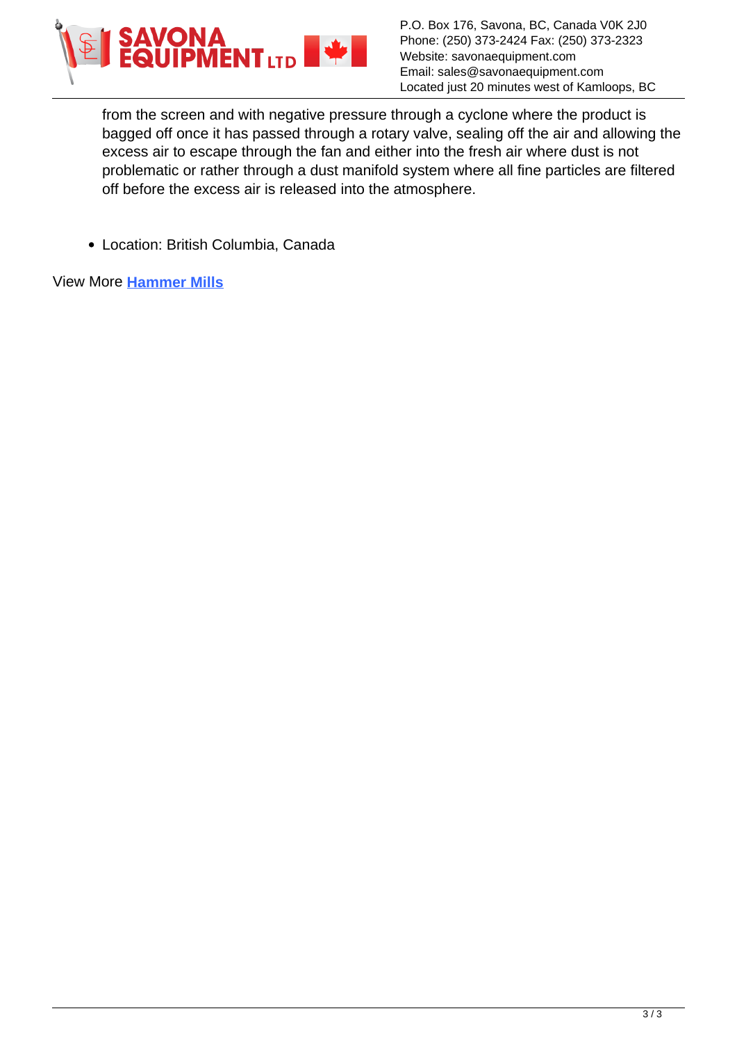from the screen and with negative pressure through a cyclone where the product is bagged off once it has passed through a rotary valve, sealing off the air and allowing the excess air to escape through the fan and either into the fresh air where dust is not problematic or rather through a dust manifold system where all fine particles are filtered off before the excess air is released into the atmosphere.

- Location: British Columbia, Canada

View More **Hammer Mills**